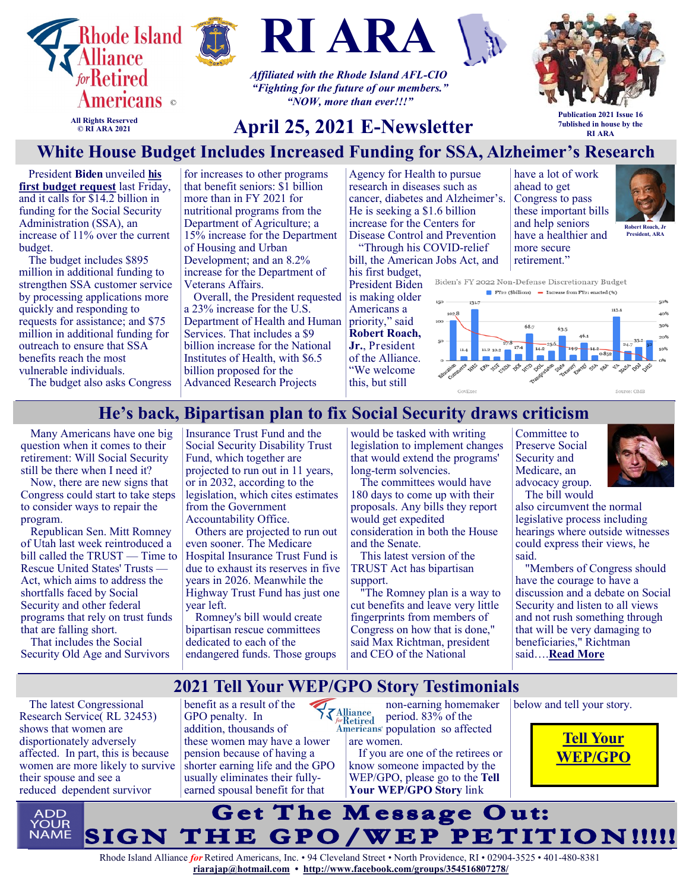# RI ARA

Rhode Island Alliance for Retired Americans ©

All Rights Reserved
© RI ARA 2021

*Affiliated with the Rhode Island AFL-CIO*
*"Fighting for the future of our members."*
*"NOW, more than ever!!!"*

## April 25, 2021 E-Newsletter

Publication 2021 Issue 16
7ublished in house by the RI ARA

## White House Budget Includes Increased Funding for SSA, Alzheimer's Research

President **Biden** unveiled **his first budget request** last Friday, and it calls for $14.2 billion in funding for the Social Security Administration (SSA), an increase of 11% over the current budget.

The budget includes $895 million in additional funding to strengthen SSA customer service by processing applications more quickly and responding to requests for assistance; and $75 million in additional funding for outreach to ensure that SSA benefits reach the most vulnerable individuals.

The budget also asks Congress for increases to other programs that benefit seniors: $1 billion more than in FY 2021 for nutritional programs from the Department of Agriculture; a 15% increase for the Department of Housing and Urban Development; and an 8.2% increase for the Department of Veterans Affairs.

Overall, the President requested a 23% increase for the U.S. Department of Health and Human Services. That includes a $9 billion increase for the National Institutes of Health, with $6.5 billion proposed for the Advanced Research Projects Agency for Health to pursue research in diseases such as cancer, diabetes and Alzheimer's. He is seeking a $1.6 billion increase for the Centers for Disease Control and Prevention

"Through his COVID-relief bill, the American Jobs Act, and his first budget, President Biden is making older Americans a priority," said **Robert Roach, Jr.**, President of the Alliance. "We welcome this, but still have a lot of work ahead to get Congress to pass these important bills and help seniors have a healthier and more secure retirement."

Robert Roach, Jr
President, ARA

Biden's FY 2022 Non-Defense Discretionary Budget

| Agency | FY22 ($billions) |
|---|---|
| Education | 102.8 |
| Commerce | 11.4 |
| HHS | 131.7 |
| EPA | 11.2 |
| NSF | 10.2 |
| USDA | 27.8 |
| DOI | 17.4 |
| HUD | 68.7 |
| DOL | 14.2 |
| Transportation | 25.6 |
| State | 63.5 |
| Treasury | 14.9 |
| Energy | 46.1 |
| SSA | 14.2 |
| SBA | 0.852 |
| VA | 113.1 |
| NASA | 24.7 |
| DOJ | 35.2 |
| DHS | 52 |

GovExec — Source: OMB

## He's back, Bipartisan plan to fix Social Security draws criticism

Many Americans have one big question when it comes to their retirement: Will Social Security still be there when I need it?

Now, there are new signs that Congress could start to take steps to consider ways to repair the program.

Republican Sen. Mitt Romney of Utah last week reintroduced a bill called the TRUST — Time to Rescue United States' Trusts — Act, which aims to address the shortfalls faced by Social Security and other federal programs that rely on trust funds that are falling short.

That includes the Social Security Old Age and Survivors Insurance Trust Fund and the Social Security Disability Trust Fund, which together are projected to run out in 11 years, or in 2032, according to the legislation, which cites estimates from the Government Accountability Office.

Others are projected to run out even sooner. The Medicare Hospital Insurance Trust Fund is due to exhaust its reserves in five years in 2026. Meanwhile the Highway Trust Fund has just one year left.

Romney's bill would create bipartisan rescue committees dedicated to each of the endangered funds. Those groups would be tasked with writing legislation to implement changes that would extend the programs' long-term solvencies.

The committees would have 180 days to come up with their proposals. Any bills they report would get expedited consideration in both the House and the Senate.

This latest version of the TRUST Act has bipartisan support.

"The Romney plan is a way to cut benefits and leave very little fingerprints from members of Congress on how that is done," said Max Richtman, president and CEO of the National Committee to Preserve Social Security and Medicare, an advocacy group.

The bill would also circumvent the normal legislative process including hearings where outside witnesses could express their views, he said.

"Members of Congress should have the courage to have a discussion and a debate on Social Security and listen to all views and not rush something through that will be very damaging to beneficiaries," Richtman said….**Read More**

## 2021 Tell Your WEP/GPO Story Testimonials

The latest Congressional Research Service( RL 32453) shows that women are disportionately adversely affected. In part, this is because women are more likely to survive their spouse and see a reduced dependent survivor benefit as a result of the GPO penalty. In addition, thousands of these women may have a lower pension because of having a shorter earning life and the GPO usually eliminates their fully-earned spousal benefit for that non-earning homemaker period. 83% of the population so affected are women.

If you are one of the retirees or know someone impacted by the WEP/GPO, please go to the **Tell Your WEP/GPO Story** link below and tell your story.

**Tell Your WEP/GPO**

ADD YOUR NAME

# Get The Message Out: SIGN THE GPO/WEP PETITION!!!!!

Rhode Island Alliance *for* Retired Americans, Inc. • 94 Cleveland Street • North Providence, RI • 02904-3525 • 401-480-8381
**riarajap@hotmail.com** • **http://www.facebook.com/groups/354516807278/**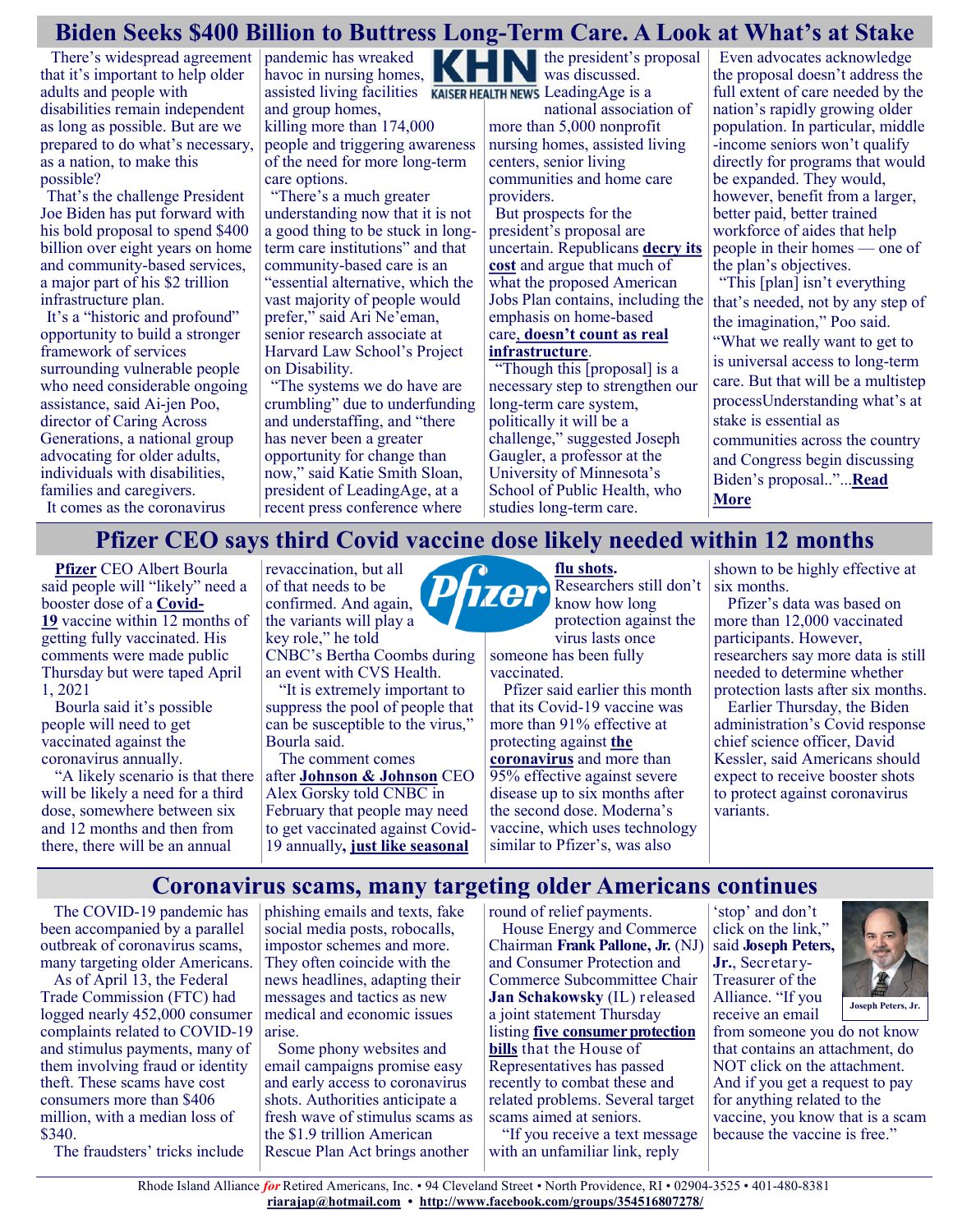## Biden Seeks $400 Billion to Buttress Long-Term Care. A Look at What's at Stake

There's widespread agreement that it's important to help older adults and people with disabilities remain independent as long as possible. But are we prepared to do what's necessary, as a nation, to make this possible?

That's the challenge President Joe Biden has put forward with his bold proposal to spend $400 billion over eight years on home and community-based services, a major part of his $2 trillion infrastructure plan.

It's a "historic and profound" opportunity to build a stronger framework of services surrounding vulnerable people who need considerable ongoing assistance, said Ai-jen Poo, director of Caring Across Generations, a national group advocating for older adults, individuals with disabilities, families and caregivers.

It comes as the coronavirus pandemic has wreaked havoc in nursing homes, assisted living facilities and group homes, killing more than 174,000 people and triggering awareness of the need for more long-term care options.

"There's a much greater understanding now that it is not a good thing to be stuck in long-term care institutions" and that community-based care is an "essential alternative, which the vast majority of people would prefer," said Ari Ne'eman, senior research associate at Harvard Law School's Project on Disability.

"The systems we do have are crumbling" due to underfunding and understaffing, and "there has never been a greater opportunity for change than now," said Katie Smith Sloan, president of LeadingAge, at a recent press conference where the president's proposal was discussed. LeadingAge is a national association of more than 5,000 nonprofit nursing homes, assisted living centers, senior living communities and home care providers.

But prospects for the president's proposal are uncertain. Republicans **decry its cost** and argue that much of what the proposed American Jobs Plan contains, including the emphasis on home-based care**, doesn't count as real infrastructure**.

"Though this [proposal] is a necessary step to strengthen our long-term care system, politically it will be a challenge," suggested Joseph Gaugler, a professor at the University of Minnesota's School of Public Health, who studies long-term care.

Even advocates acknowledge the proposal doesn't address the full extent of care needed by the nation's rapidly growing older population. In particular, middle-income seniors won't qualify directly for programs that would be expanded. They would, however, benefit from a larger, better paid, better trained workforce of aides that help people in their homes — one of the plan's objectives.

"This [plan] isn't everything that's needed, not by any step of the imagination," Poo said. "What we really want to get to is universal access to long-term care. But that will be a multistep processUnderstanding what's at stake is essential as communities across the country and Congress begin discussing Biden's proposal.."...**Read More**

## Pfizer CEO says third Covid vaccine dose likely needed within 12 months

**Pfizer** CEO Albert Bourla said people will "likely" need a booster dose of a **Covid-19** vaccine within 12 months of getting fully vaccinated. His comments were made public Thursday but were taped April 1, 2021

Bourla said it's possible people will need to get vaccinated against the coronavirus annually.

"A likely scenario is that there will be likely a need for a third dose, somewhere between six and 12 months and then from there, there will be an annual revaccination, but all of that needs to be confirmed. And again, the variants will play a key role," he told CNBC's Bertha Coombs during an event with CVS Health.

"It is extremely important to suppress the pool of people that can be susceptible to the virus," Bourla said.

The comment comes after **Johnson & Johnson** CEO Alex Gorsky told CNBC in February that people may need to get vaccinated against Covid-19 annually**, just like seasonal flu shots.**

Researchers still don't know how long protection against the virus lasts once someone has been fully vaccinated.

Pfizer said earlier this month that its Covid-19 vaccine was more than 91% effective at protecting against **the coronavirus** and more than 95% effective against severe disease up to six months after the second dose. Moderna's vaccine, which uses technology similar to Pfizer's, was also shown to be highly effective at six months.

Pfizer's data was based on more than 12,000 vaccinated participants. However, researchers say more data is still needed to determine whether protection lasts after six months.

Earlier Thursday, the Biden administration's Covid response chief science officer, David Kessler, said Americans should expect to receive booster shots to protect against coronavirus variants.

## Coronavirus scams, many targeting older Americans continues

The COVID-19 pandemic has been accompanied by a parallel outbreak of coronavirus scams, many targeting older Americans.

As of April 13, the Federal Trade Commission (FTC) had logged nearly 452,000 consumer complaints related to COVID-19 and stimulus payments, many of them involving fraud or identity theft. These scams have cost consumers more than $406 million, with a median loss of $340.

The fraudsters' tricks include phishing emails and texts, fake social media posts, robocalls, impostor schemes and more. They often coincide with the news headlines, adapting their messages and tactics as new medical and economic issues arise.

Some phony websites and email campaigns promise easy and early access to coronavirus shots. Authorities anticipate a fresh wave of stimulus scams as the $1.9 trillion American Rescue Plan Act brings another round of relief payments.

House Energy and Commerce Chairman **Frank Pallone, Jr.** (NJ) and Consumer Protection and Commerce Subcommittee Chair **Jan Schakowsky** (IL) released a joint statement Thursday listing **five consumer protection bills** that the House of Representatives has passed recently to combat these and related problems. Several target scams aimed at seniors.

"If you receive a text message with an unfamiliar link, reply 'stop' and don't click on the link," said **Joseph Peters, Jr.**, Secretary-Treasurer of the Alliance. "If you receive an email from someone you do not know that contains an attachment, do NOT click on the attachment. And if you get a request to pay for anything related to the vaccine, you know that is a scam because the vaccine is free."

Joseph Peters, Jr.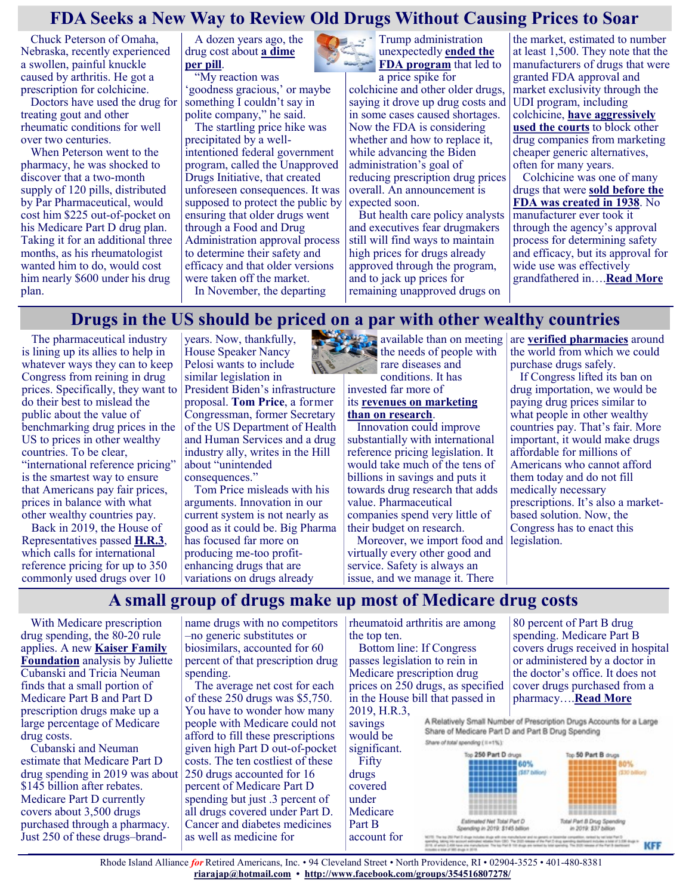# FDA Seeks a New Way to Review Old Drugs Without Causing Prices to Soar

Chuck Peterson of Omaha, Nebraska, recently experienced a swollen, painful knuckle caused by arthritis. He got a prescription for colchicine.

Doctors have used the drug for treating gout and other rheumatic conditions for well over two centuries.

When Peterson went to the pharmacy, he was shocked to discover that a two-month supply of 120 pills, distributed by Par Pharmaceutical, would cost him $225 out-of-pocket on his Medicare Part D drug plan. Taking it for an additional three months, as his rheumatologist wanted him to do, would cost him nearly $600 under his drug plan.

A dozen years ago, the drug cost about **a dime per pill**.

"My reaction was 'goodness gracious,' or maybe something I couldn't say in polite company," he said.

The startling price hike was precipitated by a well-intentioned federal government program, called the Unapproved Drugs Initiative, that created unforeseen consequences. It was supposed to protect the public by ensuring that older drugs went through a Food and Drug Administration approval process to determine their safety and efficacy and that older versions were taken off the market.

In November, the departing Trump administration unexpectedly **ended the FDA program** that led to a price spike for colchicine and other older drugs, saying it drove up drug costs and in some cases caused shortages. Now the FDA is considering whether and how to replace it, while advancing the Biden administration's goal of reducing prescription drug prices overall. An announcement is expected soon.

But health care policy analysts and executives fear drugmakers still will find ways to maintain high prices for drugs already approved through the program, and to jack up prices for remaining unapproved drugs on the market, estimated to number at least 1,500. They note that the manufacturers of drugs that were granted FDA approval and market exclusivity through the UDI program, including colchicine, **have aggressively used the courts** to block other drug companies from marketing cheaper generic alternatives, often for many years.

Colchicine was one of many drugs that were **sold before the FDA was created in 1938**. No manufacturer ever took it through the agency's approval process for determining safety and efficacy, but its approval for wide use was effectively grandfathered in….**Read More**

# Drugs in the US should be priced on a par with other wealthy countries

The pharmaceutical industry is lining up its allies to help in whatever ways they can to keep Congress from reining in drug prices. Specifically, they want to do their best to mislead the public about the value of benchmarking drug prices in the US to prices in other wealthy countries. To be clear, "international reference pricing" is the smartest way to ensure that Americans pay fair prices, prices in balance with what other wealthy countries pay.

Back in 2019, the House of Representatives passed **H.R.3**, which calls for international reference pricing for up to 350 commonly used drugs over 10 years. Now, thankfully, House Speaker Nancy Pelosi wants to include similar legislation in President Biden's infrastructure proposal. **Tom Price**, a former Congressman, former Secretary of the US Department of Health and Human Services and a drug industry ally, writes in the Hill about "unintended consequences."

Tom Price misleads with his arguments. Innovation in our current system is not nearly as good as it could be. Big Pharma has focused far more on producing me-too profit-enhancing drugs that are variations on drugs already available than on meeting the needs of people with rare diseases and conditions. It has invested far more of its **revenues on marketing than on research**.

Innovation could improve substantially with international reference pricing legislation. It would take much of the tens of billions in savings and puts it towards drug research that adds value. Pharmaceutical companies spend very little of their budget on research.

Moreover, we import food and virtually every other good and service. Safety is always an issue, and we manage it. There are **verified pharmacies** around the world from which we could purchase drugs safely.

If Congress lifted its ban on drug importation, we would be paying drug prices similar to what people in other wealthy countries pay. That's fair. More important, it would make drugs affordable for millions of Americans who cannot afford them today and do not fill medically necessary prescriptions. It's also a market-based solution. Now, the Congress has to enact this legislation.

# A small group of drugs make up most of Medicare drug costs

With Medicare prescription drug spending, the 80-20 rule applies. A new **Kaiser Family Foundation** analysis by Juliette Cubanski and Tricia Neuman finds that a small portion of Medicare Part B and Part D prescription drugs make up a large percentage of Medicare drug costs.

Cubanski and Neuman estimate that Medicare Part D drug spending in 2019 was about $145 billion after rebates. Medicare Part D currently covers about 3,500 drugs purchased through a pharmacy. Just 250 of these drugs–brand-name drugs with no competitors –no generic substitutes or biosimilars, accounted for 60 percent of that prescription drug spending.

The average net cost for each of these 250 drugs was $5,750. You have to wonder how many people with Medicare could not afford to fill these prescriptions given high Part D out-of-pocket costs. The ten costliest of these 250 drugs accounted for 16 percent of Medicare Part D spending but just .3 percent of all drugs covered under Part D. Cancer and diabetes medicines as well as medicine for rheumatoid arthritis are among the top ten.

Bottom line: If Congress passes legislation to rein in Medicare prescription drug prices on 250 drugs, as specified in the House bill that passed in 2019, H.R.3, savings would be significant.

Fifty drugs covered under Medicare Part B account for 80 percent of Part B drug spending. Medicare Part B covers drugs received in hospital or administered by a doctor in the doctor's office. It does not cover drugs purchased from a pharmacy….**Read More**

A Relatively Small Number of Prescription Drugs Accounts for a Large Share of Medicare Part D and Part B Drug Spending

Share of total spending (■=1%):

Top 250 Part D drugs: 60% ($87 billion) — Estimated Net Total Part D Spending in 2019: $145 billion

Top 50 Part B drugs: 80% ($30 billion) — Total Part B Drug Spending in 2019: $37 billion

KFF

Rhode Island Alliance *for* Retired Americans, Inc. • 94 Cleveland Street • North Providence, RI • 02904-3525 • 401-480-8381
riarajap@hotmail.com • http://www.facebook.com/groups/354516807278/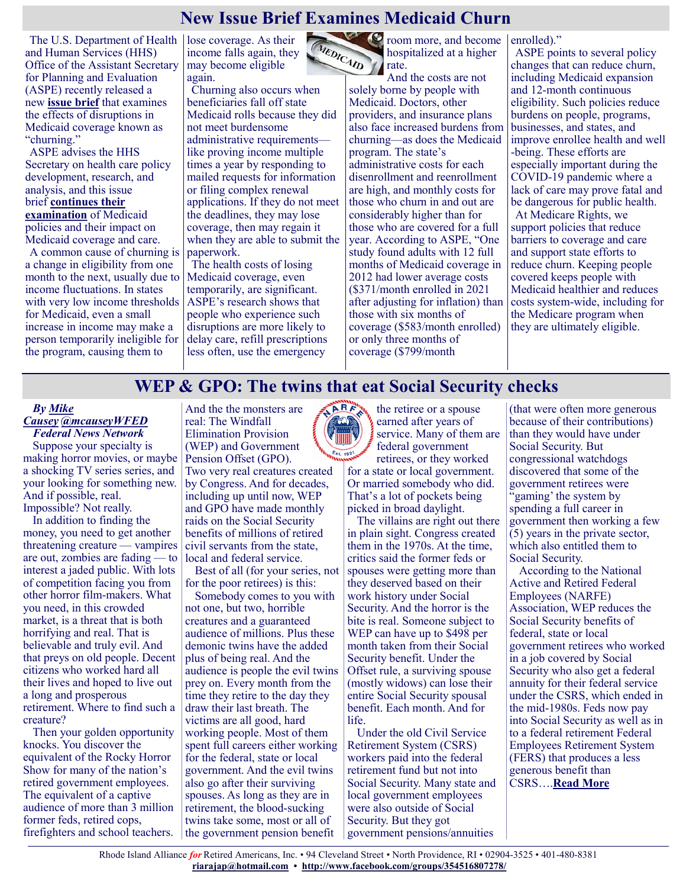## New Issue Brief Examines Medicaid Churn

The U.S. Department of Health and Human Services (HHS) Office of the Assistant Secretary for Planning and Evaluation (ASPE) recently released a new **issue brief** that examines the effects of disruptions in Medicaid coverage known as "churning."

ASPE advises the HHS Secretary on health care policy development, research, and analysis, and this issue brief **continues their examination** of Medicaid policies and their impact on Medicaid coverage and care.

A common cause of churning is a change in eligibility from one month to the next, usually due to income fluctuations. In states with very low income thresholds for Medicaid, even a small increase in income may make a person temporarily ineligible for the program, causing them to lose coverage. As their income falls again, they may become eligible again.

Churning also occurs when beneficiaries fall off state Medicaid rolls because they did not meet burdensome administrative requirements—like proving income multiple times a year by responding to mailed requests for information or filing complex renewal applications. If they do not meet the deadlines, they may lose coverage, then may regain it when they are able to submit the paperwork.

The health costs of losing Medicaid coverage, even temporarily, are significant. ASPE's research shows that people who experience such disruptions are more likely to delay care, refill prescriptions less often, use the emergency room more, and become hospitalized at a higher rate.

And the costs are not solely borne by people with Medicaid. Doctors, other providers, and insurance plans also face increased burdens from churning—as does the Medicaid program. The state's administrative costs for each disenrollment and reenrollment are high, and monthly costs for those who churn in and out are considerably higher than for those who are covered for a full year. According to ASPE, "One study found adults with 12 full months of Medicaid coverage in 2012 had lower average costs ($371/month enrolled in 2021 after adjusting for inflation) than those with six months of coverage ($583/month enrolled) or only three months of coverage ($799/month enrolled)."

ASPE points to several policy changes that can reduce churn, including Medicaid expansion and 12-month continuous eligibility. Such policies reduce burdens on people, programs, businesses, and states, and improve enrollee health and well-being. These efforts are especially important during the COVID-19 pandemic where a lack of care may prove fatal and be dangerous for public health.

At Medicare Rights, we support policies that reduce barriers to coverage and care and support state efforts to reduce churn. Keeping people covered keeps people with Medicaid healthier and reduces costs system-wide, including for the Medicare program when they are ultimately eligible.

## WEP & GPO: The twins that eat Social Security checks

*By **Mike Causey** @mcauseyWFED*
***Federal News Network***

Suppose your specialty is making horror movies, or maybe a shocking TV series series, and your looking for something new. And if possible, real. Impossible? Not really.

In addition to finding the money, you need to get another threatening creature — vampires are out, zombies are fading — to interest a jaded public. With lots of competition facing you from other horror film-makers. What you need, in this crowded market, is a threat that is both horrifying and real. That is believable and truly evil. And that preys on old people. Decent citizens who worked hard all their lives and hoped to live out a long and prosperous retirement. Where to find such a creature?

Then your golden opportunity knocks. You discover the equivalent of the Rocky Horror Show for many of the nation's retired government employees. The equivalent of a captive audience of more than 3 million former feds, retired cops, firefighters and school teachers. And the the monsters are real: The Windfall Elimination Provision (WEP) and Government Pension Offset (GPO). Two very real creatures created by Congress. And for decades, including up until now, WEP and GPO have made monthly raids on the Social Security benefits of millions of retired civil servants from the state, local and federal service.

Best of all (for your series, not for the poor retirees) is this:

Somebody comes to you with not one, but two, horrible creatures and a guaranteed audience of millions. Plus these demonic twins have the added plus of being real. And the audience is people the evil twins prey on. Every month from the time they retire to the day they draw their last breath. The victims are all good, hard working people. Most of them spent full careers either working for the federal, state or local government. And the evil twins also go after their surviving spouses. As long as they are in retirement, the blood-sucking twins take some, most or all of the government pension benefit the retiree or a spouse earned after years of service. Many of them are federal government retirees, or they worked for a state or local government. Or married somebody who did. That's a lot of pockets being picked in broad daylight.

The villains are right out there in plain sight. Congress created them in the 1970s. At the time, critics said the former feds or spouses were getting more than they deserved based on their work history under Social Security. And the horror is the bite is real. Someone subject to WEP can have up to $498 per month taken from their Social Security benefit. Under the Offset rule, a surviving spouse (mostly widows) can lose their entire Social Security spousal benefit. Each month. And for life.

Under the old Civil Service Retirement System (CSRS) workers paid into the federal retirement fund but not into Social Security. Many state and local government employees were also outside of Social Security. But they got government pensions/annuities (that were often more generous because of their contributions) than they would have under Social Security. But congressional watchdogs discovered that some of the government retirees were "gaming' the system by spending a full career in government then working a few (5) years in the private sector, which also entitled them to Social Security.

According to the National Active and Retired Federal Employees (NARFE) Association, WEP reduces the Social Security benefits of federal, state or local government retirees who worked in a job covered by Social Security who also get a federal annuity for their federal service under the CSRS, which ended in the mid-1980s. Feds now pay into Social Security as well as in to a federal retirement Federal Employees Retirement System (FERS) that produces a less generous benefit than CSRS….**Read More**

Rhode Island Alliance *for* Retired Americans, Inc. • 94 Cleveland Street • North Providence, RI • 02904-3525 • 401-480-8381
**riarajap@hotmail.com** • **http://www.facebook.com/groups/354516807278/**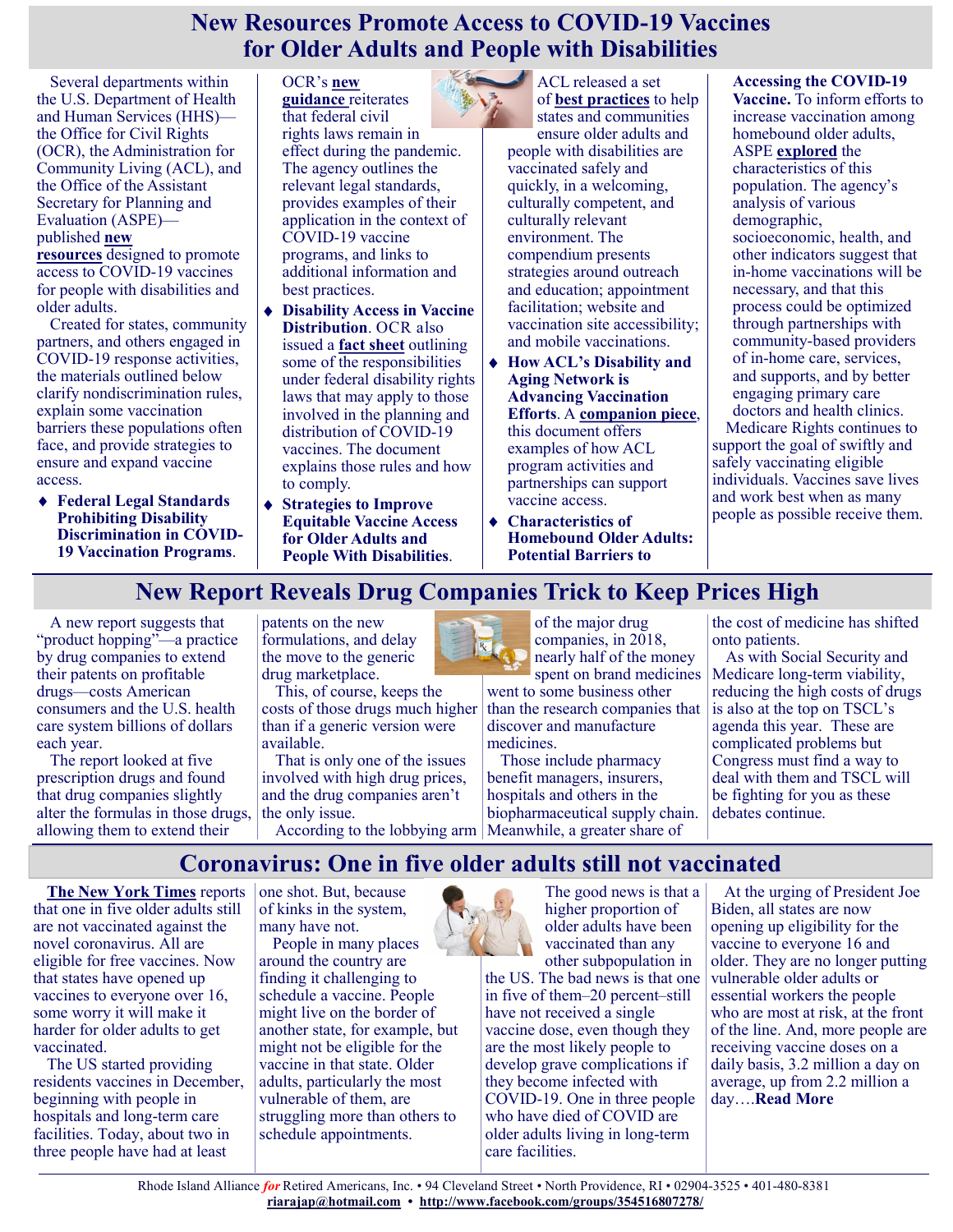# New Resources Promote Access to COVID-19 Vaccines for Older Adults and People with Disabilities

Several departments within the U.S. Department of Health and Human Services (HHS)—the Office for Civil Rights (OCR), the Administration for Community Living (ACL), and the Office of the Assistant Secretary for Planning and Evaluation (ASPE)—published **new resources** designed to promote access to COVID-19 vaccines for people with disabilities and older adults.

Created for states, community partners, and others engaged in COVID-19 response activities, the materials outlined below clarify nondiscrimination rules, explain some vaccination barriers these populations often face, and provide strategies to ensure and expand vaccine access.

- **Federal Legal Standards Prohibiting Disability Discrimination in COVID-19 Vaccination Programs**. OCR's **new guidance** reiterates that federal civil rights laws remain in effect during the pandemic. The agency outlines the relevant legal standards, provides examples of their application in the context of COVID-19 vaccine programs, and links to additional information and best practices.
- **Disability Access in Vaccine Distribution**. OCR also issued a **fact sheet** outlining some of the responsibilities under federal disability rights laws that may apply to those involved in the planning and distribution of COVID-19 vaccines. The document explains those rules and how to comply.
- **Strategies to Improve Equitable Vaccine Access for Older Adults and People With Disabilities**. ACL released a set of **best practices** to help states and communities ensure older adults and people with disabilities are vaccinated safely and quickly, in a welcoming, culturally competent, and culturally relevant environment. The compendium presents strategies around outreach and education; appointment facilitation; website and vaccination site accessibility; and mobile vaccinations.
- **How ACL's Disability and Aging Network is Advancing Vaccination Efforts**. A **companion piece**, this document offers examples of how ACL program activities and partnerships can support vaccine access.
- **Characteristics of Homebound Older Adults: Potential Barriers to Accessing the COVID-19 Vaccine.** To inform efforts to increase vaccination among homebound older adults, ASPE **explored** the characteristics of this population. The agency's analysis of various demographic, socioeconomic, health, and other indicators suggest that in-home vaccinations will be necessary, and that this process could be optimized through partnerships with community-based providers of in-home care, services, and supports, and by better engaging primary care doctors and health clinics.

Medicare Rights continues to support the goal of swiftly and safely vaccinating eligible individuals. Vaccines save lives and work best when as many people as possible receive them.

# New Report Reveals Drug Companies Trick to Keep Prices High

A new report suggests that "product hopping"—a practice by drug companies to extend their patents on profitable drugs—costs American consumers and the U.S. health care system billions of dollars each year.

The report looked at five prescription drugs and found that drug companies slightly alter the formulas in those drugs, allowing them to extend their patents on the new formulations, and delay the move to the generic drug marketplace.

This, of course, keeps the costs of those drugs much higher than if a generic version were available.

That is only one of the issues involved with high drug prices, and the drug companies aren't the only issue.

According to the lobbying arm of the major drug companies, in 2018, nearly half of the money spent on brand medicines went to some business other than the research companies that discover and manufacture medicines.

Those include pharmacy benefit managers, insurers, hospitals and others in the biopharmaceutical supply chain. Meanwhile, a greater share of the cost of medicine has shifted onto patients.

As with Social Security and Medicare long-term viability, reducing the high costs of drugs is also at the top on TSCL's agenda this year. These are complicated problems but Congress must find a way to deal with them and TSCL will be fighting for you as these debates continue.

# Coronavirus: One in five older adults still not vaccinated

**The New York Times** reports that one in five older adults still are not vaccinated against the novel coronavirus. All are eligible for free vaccines. Now that states have opened up vaccines to everyone over 16, some worry it will make it harder for older adults to get vaccinated.

The US started providing residents vaccines in December, beginning with people in hospitals and long-term care facilities. Today, about two in three people have had at least one shot. But, because of kinks in the system, many have not.

People in many places around the country are finding it challenging to schedule a vaccine. People might live on the border of another state, for example, but might not be eligible for the vaccine in that state. Older adults, particularly the most vulnerable of them, are struggling more than others to schedule appointments.

The good news is that a higher proportion of older adults have been vaccinated than any other subpopulation in the US. The bad news is that one in five of them–20 percent–still have not received a single vaccine dose, even though they are the most likely people to develop grave complications if they become infected with COVID-19. One in three people who have died of COVID are older adults living in long-term care facilities.

At the urging of President Joe Biden, all states are now opening up eligibility for the vaccine to everyone 16 and older. They are no longer putting vulnerable older adults or essential workers the people who are most at risk, at the front of the line. And, more people are receiving vaccine doses on a daily basis, 3.2 million a day on average, up from 2.2 million a day….**Read More**

Rhode Island Alliance *for* Retired Americans, Inc. • 94 Cleveland Street • North Providence, RI • 02904-3525 • 401-480-8381
**riarajap@hotmail.com** • **http://www.facebook.com/groups/354516807278/**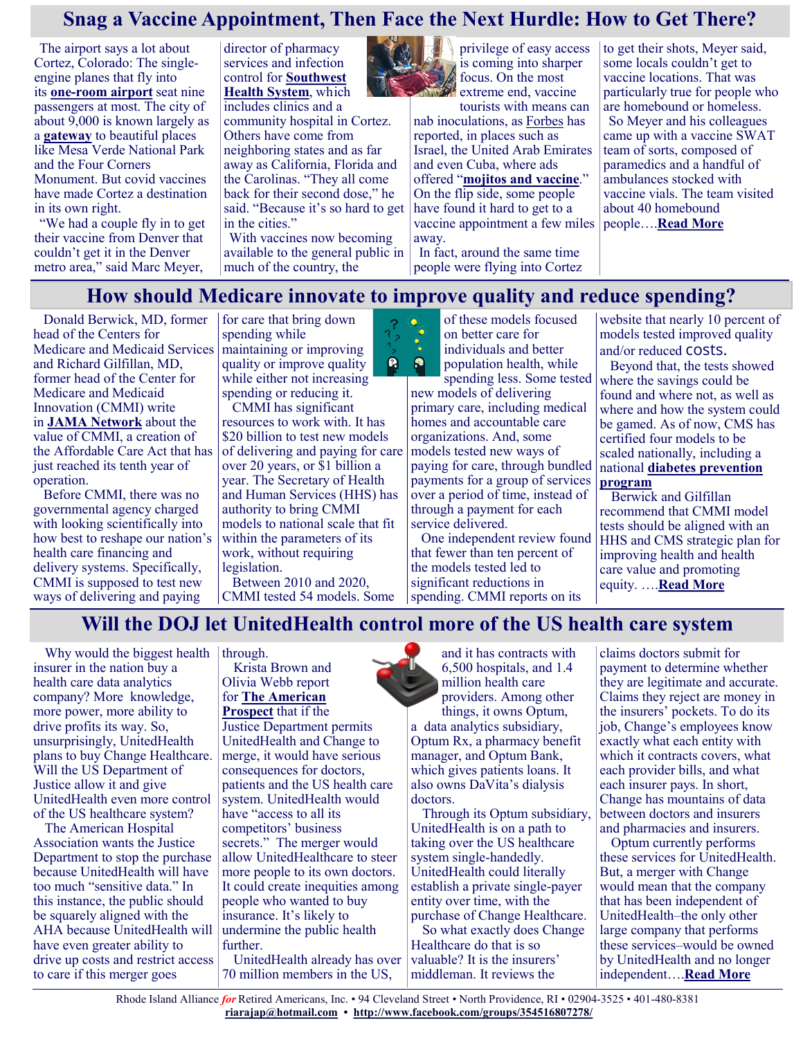## Snag a Vaccine Appointment, Then Face the Next Hurdle: How to Get There?

The airport says a lot about Cortez, Colorado: The single-engine planes that fly into its **one-room airport** seat nine passengers at most. The city of about 9,000 is known largely as a **gateway** to beautiful places like Mesa Verde National Park and the Four Corners Monument. But covid vaccines have made Cortez a destination in its own right.

"We had a couple fly in to get their vaccine from Denver that couldn't get it in the Denver metro area," said Marc Meyer, director of pharmacy services and infection control for **Southwest Health System**, which includes clinics and a community hospital in Cortez. Others have come from neighboring states and as far away as California, Florida and the Carolinas. "They all come back for their second dose," he said. "Because it's so hard to get in the cities."

With vaccines now becoming available to the general public in much of the country, the privilege of easy access is coming into sharper focus. On the most extreme end, vaccine tourists with means can nab inoculations, as Forbes has reported, in places such as Israel, the United Arab Emirates and even Cuba, where ads offered "**mojitos and vaccine**." On the flip side, some people have found it hard to get to a vaccine appointment a few miles away.

In fact, around the same time people were flying into Cortez to get their shots, Meyer said, some locals couldn't get to vaccine locations. That was particularly true for people who are homebound or homeless.

So Meyer and his colleagues came up with a vaccine SWAT team of sorts, composed of paramedics and a handful of ambulances stocked with vaccine vials. The team visited about 40 homebound people….**Read More**

## How should Medicare innovate to improve quality and reduce spending?

Donald Berwick, MD, former head of the Centers for Medicare and Medicaid Services and Richard Gilfillan, MD, former head of the Center for Medicare and Medicaid Innovation (CMMI) write in **JAMA Network** about the value of CMMI, a creation of the Affordable Care Act that has just reached its tenth year of operation.

Before CMMI, there was no governmental agency charged with looking scientifically into how best to reshape our nation's health care financing and delivery systems. Specifically, CMMI is supposed to test new ways of delivering and paying for care that bring down spending while maintaining or improving quality or improve quality while either not increasing spending or reducing it.

CMMI has significant resources to work with. It has $20 billion to test new models of delivering and paying for care over 20 years, or $1 billion a year. The Secretary of Health and Human Services (HHS) has authority to bring CMMI models to national scale that fit within the parameters of its work, without requiring legislation.

Between 2010 and 2020, CMMI tested 54 models. Some of these models focused on better care for individuals and better population health, while spending less. Some tested new models of delivering primary care, including medical homes and accountable care organizations. And, some models tested new ways of paying for care, through bundled payments for a group of services over a period of time, instead of through a payment for each service delivered.

One independent review found that fewer than ten percent of the models tested led to significant reductions in spending. CMMI reports on its website that nearly 10 percent of models tested improved quality and/or reduced costs.

Beyond that, the tests showed where the savings could be found and where not, as well as where and how the system could be gamed. As of now, CMS has certified four models to be scaled nationally, including a national **diabetes prevention program**

Berwick and Gilfillan recommend that CMMI model tests should be aligned with an HHS and CMS strategic plan for improving health and health care value and promoting equity. ….**Read More**

## Will the DOJ let UnitedHealth control more of the US health care system

Why would the biggest health insurer in the nation buy a health care data analytics company? More knowledge, more power, more ability to drive profits its way. So, unsurprisingly, UnitedHealth plans to buy Change Healthcare. Will the US Department of Justice allow it and give UnitedHealth even more control of the US healthcare system?

The American Hospital Association wants the Justice Department to stop the purchase because UnitedHealth will have too much "sensitive data." In this instance, the public should be squarely aligned with the AHA because UnitedHealth will have even greater ability to drive up costs and restrict access to care if this merger goes through.

Krista Brown and Olivia Webb report for **The American Prospect** that if the Justice Department permits UnitedHealth and Change to merge, it would have serious consequences for doctors, patients and the US health care system. UnitedHealth would have "access to all its competitors' business secrets." The merger would allow UnitedHealthcare to steer more people to its own doctors. It could create inequities among people who wanted to buy insurance. It's likely to undermine the public health further.

UnitedHealth already has over 70 million members in the US, and it has contracts with 6,500 hospitals, and 1.4 million health care providers. Among other things, it owns Optum, a data analytics subsidiary, Optum Rx, a pharmacy benefit manager, and Optum Bank, which gives patients loans. It also owns DaVita's dialysis doctors.

Through its Optum subsidiary, UnitedHealth is on a path to taking over the US healthcare system single-handedly. UnitedHealth could literally establish a private single-payer entity over time, with the purchase of Change Healthcare.

So what exactly does Change Healthcare do that is so valuable? It is the insurers' middleman. It reviews the claims doctors submit for payment to determine whether they are legitimate and accurate. Claims they reject are money in the insurers' pockets. To do its job, Change's employees know exactly what each entity with which it contracts covers, what each provider bills, and what each insurer pays. In short, Change has mountains of data between doctors and insurers and pharmacies and insurers.

Optum currently performs these services for UnitedHealth. But, a merger with Change would mean that the company that has been independent of UnitedHealth–the only other large company that performs these services–would be owned by UnitedHealth and no longer independent….**Read More**

Rhode Island Alliance *for* Retired Americans, Inc. • 94 Cleveland Street • North Providence, RI • 02904-3525 • 401-480-8381
**riarajap@hotmail.com** • **http://www.facebook.com/groups/354516807278/**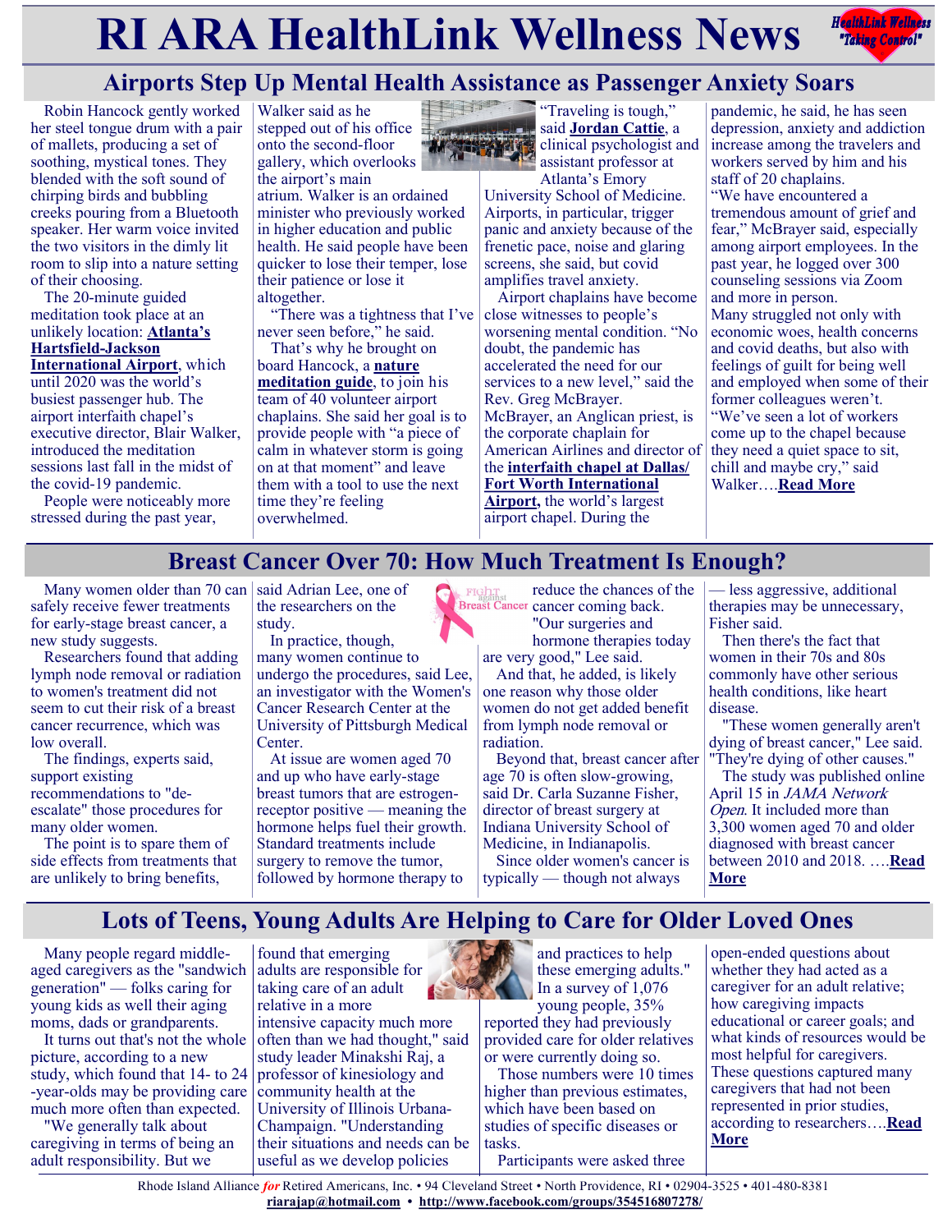# RI ARA HealthLink Wellness News

## Airports Step Up Mental Health Assistance as Passenger Anxiety Soars

Robin Hancock gently worked her steel tongue drum with a pair of mallets, producing a set of soothing, mystical tones. They blended with the soft sound of chirping birds and bubbling creeks pouring from a Bluetooth speaker. Her warm voice invited the two visitors in the dimly lit room to slip into a nature setting of their choosing.

The 20-minute guided meditation took place at an unlikely location: **Atlanta's Hartsfield-Jackson International Airport**, which until 2020 was the world's busiest passenger hub. The airport interfaith chapel's executive director, Blair Walker, introduced the meditation sessions last fall in the midst of the covid-19 pandemic.

People were noticeably more stressed during the past year, Walker said as he stepped out of his office onto the second-floor gallery, which overlooks the airport's main atrium. Walker is an ordained minister who previously worked in higher education and public health. He said people have been quicker to lose their temper, lose their patience or lose it altogether.

"There was a tightness that I've never seen before," he said.

That's why he brought on board Hancock, a **nature meditation guide**, to join his team of 40 volunteer airport chaplains. She said her goal is to provide people with "a piece of calm in whatever storm is going on at that moment" and leave them with a tool to use the next time they're feeling overwhelmed.

"Traveling is tough," said **Jordan Cattie**, a clinical psychologist and assistant professor at Atlanta's Emory University School of Medicine. Airports, in particular, trigger panic and anxiety because of the frenetic pace, noise and glaring screens, she said, but covid amplifies travel anxiety.

Airport chaplains have become close witnesses to people's worsening mental condition. "No doubt, the pandemic has accelerated the need for our services to a new level," said the Rev. Greg McBrayer. McBrayer, an Anglican priest, is the corporate chaplain for American Airlines and director of the **interfaith chapel at Dallas/Fort Worth International Airport**, the world's largest airport chapel. During the pandemic, he said, he has seen depression, anxiety and addiction increase among the travelers and workers served by him and his staff of 20 chaplains.

"We have encountered a tremendous amount of grief and fear," McBrayer said, especially among airport employees. In the past year, he logged over 300 counseling sessions via Zoom and more in person.

Many struggled not only with economic woes, health concerns and covid deaths, but also with feelings of guilt for being well and employed when some of their former colleagues weren't.

"We've seen a lot of workers come up to the chapel because they need a quiet space to sit, chill and maybe cry," said Walker….**Read More**

## Breast Cancer Over 70: How Much Treatment Is Enough?

Many women older than 70 can safely receive fewer treatments for early-stage breast cancer, a new study suggests.

Researchers found that adding lymph node removal or radiation to women's treatment did not seem to cut their risk of a breast cancer recurrence, which was low overall.

The findings, experts said, support existing recommendations to "de-escalate" those procedures for many older women.

The point is to spare them of side effects from treatments that are unlikely to bring benefits, said Adrian Lee, one of the researchers on the study.

In practice, though, many women continue to undergo the procedures, said Lee, an investigator with the Women's Cancer Research Center at the University of Pittsburgh Medical Center.

At issue are women aged 70 and up who have early-stage breast tumors that are estrogen-receptor positive — meaning the hormone helps fuel their growth. Standard treatments include surgery to remove the tumor, followed by hormone therapy to reduce the chances of the cancer coming back.

"Our surgeries and hormone therapies today are very good," Lee said.

And that, he added, is likely one reason why those older women do not get added benefit from lymph node removal or radiation.

Beyond that, breast cancer after age 70 is often slow-growing, said Dr. Carla Suzanne Fisher, director of breast surgery at Indiana University School of Medicine, in Indianapolis.

Since older women's cancer is typically — though not always — less aggressive, additional therapies may be unnecessary, Fisher said.

Then there's the fact that women in their 70s and 80s commonly have other serious health conditions, like heart disease.

"These women generally aren't dying of breast cancer," Lee said. "They're dying of other causes."

The study was published online April 15 in *JAMA Network Open*. It included more than 3,300 women aged 70 and older diagnosed with breast cancer between 2010 and 2018. ….**Read More**

## Lots of Teens, Young Adults Are Helping to Care for Older Loved Ones

Many people regard middle-aged caregivers as the "sandwich generation" — folks caring for young kids as well their aging moms, dads or grandparents.

It turns out that's not the whole picture, according to a new study, which found that 14- to 24-year-olds may be providing care much more often than expected.

"We generally talk about caregiving in terms of being an adult responsibility. But we found that emerging adults are responsible for taking care of an adult relative in a more intensive capacity much more often than we had thought," said study leader Minakshi Raj, a professor of kinesiology and community health at the University of Illinois Urbana-Champaign. "Understanding their situations and needs can be useful as we develop policies and practices to help these emerging adults." In a survey of 1,076 young people, 35% reported they had previously provided care for older relatives or were currently doing so.

Those numbers were 10 times higher than previous estimates, which have been based on studies of specific diseases or tasks.

Participants were asked three open-ended questions about whether they had acted as a caregiver for an adult relative; how caregiving impacts educational or career goals; and what kinds of resources would be most helpful for caregivers. These questions captured many caregivers that had not been represented in prior studies, according to researchers….**Read More**

Rhode Island Alliance *for* Retired Americans, Inc. • 94 Cleveland Street • North Providence, RI • 02904-3525 • 401-480-8381
**riarajap@hotmail.com** • **http://www.facebook.com/groups/354516807278/**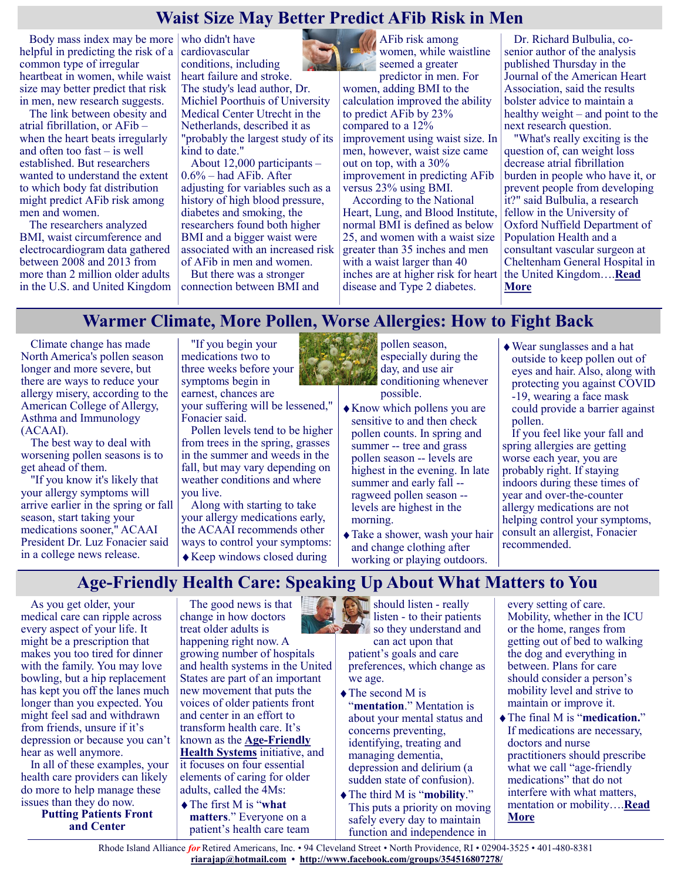## Waist Size May Better Predict AFib Risk in Men

Body mass index may be more helpful in predicting the risk of a common type of irregular heartbeat in women, while waist size may better predict that risk in men, new research suggests.

The link between obesity and atrial fibrillation, or AFib – when the heart beats irregularly and often too fast – is well established. But researchers wanted to understand the extent to which body fat distribution might predict AFib risk among men and women.

The researchers analyzed BMI, waist circumference and electrocardiogram data gathered between 2008 and 2013 from more than 2 million older adults in the U.S. and United Kingdom who didn't have cardiovascular conditions, including heart failure and stroke. The study's lead author, Dr. Michiel Poorthuis of University Medical Center Utrecht in the Netherlands, described it as "probably the largest study of its kind to date."

About 12,000 participants – 0.6% – had AFib. After adjusting for variables such as a history of high blood pressure, diabetes and smoking, the researchers found both higher BMI and a bigger waist were associated with an increased risk of AFib in men and women.

But there was a stronger connection between BMI and AFib risk among women, while waistline seemed a greater predictor in men. For women, adding BMI to the calculation improved the ability to predict AFib by 23% compared to a 12% improvement using waist size. In men, however, waist size came out on top, with a 30% improvement in predicting AFib versus 23% using BMI.

According to the National Heart, Lung, and Blood Institute, normal BMI is defined as below 25, and women with a waist size greater than 35 inches and men with a waist larger than 40 inches are at higher risk for heart disease and Type 2 diabetes.

Dr. Richard Bulbulia, co-senior author of the analysis published Thursday in the Journal of the American Heart Association, said the results bolster advice to maintain a healthy weight – and point to the next research question.

"What's really exciting is the question of, can weight loss decrease atrial fibrillation burden in people who have it, or prevent people from developing it?" said Bulbulia, a research fellow in the University of Oxford Nuffield Department of Population Health and a consultant vascular surgeon at Cheltenham General Hospital in the United Kingdom….**Read More**

## Warmer Climate, More Pollen, Worse Allergies: How to Fight Back

Climate change has made North America's pollen season longer and more severe, but there are ways to reduce your allergy misery, according to the American College of Allergy, Asthma and Immunology (ACAAI).

The best way to deal with worsening pollen seasons is to get ahead of them.

"If you know it's likely that your allergy symptoms will arrive earlier in the spring or fall season, start taking your medications sooner," ACAAI President Dr. Luz Fonacier said in a college news release.

"If you begin your medications two to three weeks before your symptoms begin in earnest, chances are your suffering will be lessened," Fonacier said.

Pollen levels tend to be higher from trees in the spring, grasses in the summer and weeds in the fall, but may vary depending on weather conditions and where you live.

Along with starting to take your allergy medications early, the ACAAI recommends other ways to control your symptoms:

- Keep windows closed during pollen season, especially during the day, and use air conditioning whenever possible.
- Know which pollens you are sensitive to and then check pollen counts. In spring and summer -- tree and grass pollen season -- levels are highest in the evening. In late summer and early fall -- ragweed pollen season -- levels are highest in the morning.
- Take a shower, wash your hair and change clothing after working or playing outdoors.
- Wear sunglasses and a hat outside to keep pollen out of eyes and hair. Also, along with protecting you against COVID-19, wearing a face mask could provide a barrier against pollen.

If you feel like your fall and spring allergies are getting worse each year, you are probably right. If staying indoors during these times of year and over-the-counter allergy medications are not helping control your symptoms, consult an allergist, Fonacier recommended.

## Age-Friendly Health Care: Speaking Up About What Matters to You

As you get older, your medical care can ripple across every aspect of your life. It might be a prescription that makes you too tired for dinner with the family. You may love bowling, but a hip replacement has kept you off the lanes much longer than you expected. You might feel sad and withdrawn from friends, unsure if it's depression or because you can't hear as well anymore.

In all of these examples, your health care providers can likely do more to help manage these issues than they do now.

**Putting Patients Front and Center**

The good news is that change in how doctors treat older adults is happening right now. A growing number of hospitals and health systems in the United States are part of an important new movement that puts the voices of older patients front and center in an effort to transform health care. It's known as the **Age-Friendly Health Systems** initiative, and it focuses on four essential elements of caring for older adults, called the 4Ms:

- The first M is "**what matters**." Everyone on a patient's health care team should listen - really listen - to their patients so they understand and can act upon that patient's goals and care preferences, which change as we age.
- The second M is "**mentation**." Mentation is about your mental status and concerns preventing, identifying, treating and managing dementia, depression and delirium (a sudden state of confusion).
- The third M is "**mobility**." This puts a priority on moving safely every day to maintain function and independence in every setting of care. Mobility, whether in the ICU or the home, ranges from getting out of bed to walking the dog and everything in between. Plans for care should consider a person's mobility level and strive to maintain or improve it.
- The final M is "**medication.**" If medications are necessary, doctors and nurse practitioners should prescribe what we call "age-friendly medications" that do not interfere with what matters, mentation or mobility….**Read More**

Rhode Island Alliance *for* Retired Americans, Inc. • 94 Cleveland Street • North Providence, RI • 02904-3525 • 401-480-8381
riarajap@hotmail.com • http://www.facebook.com/groups/354516807278/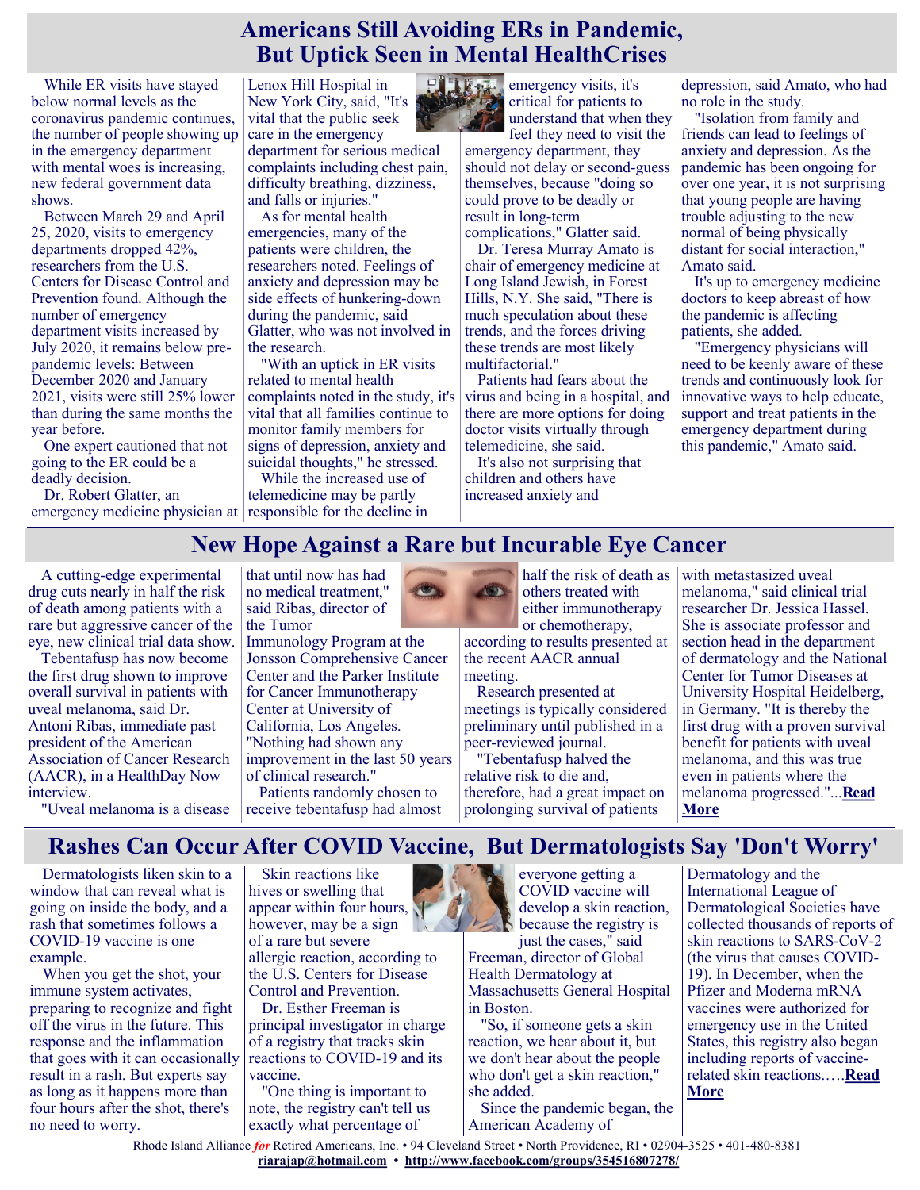# Americans Still Avoiding ERs in Pandemic, But Uptick Seen in Mental HealthCrises

While ER visits have stayed below normal levels as the coronavirus pandemic continues, the number of people showing up in the emergency department with mental woes is increasing, new federal government data shows.

Between March 29 and April 25, 2020, visits to emergency departments dropped 42%, researchers from the U.S. Centers for Disease Control and Prevention found. Although the number of emergency department visits increased by July 2020, it remains below pre-pandemic levels: Between December 2020 and January 2021, visits were still 25% lower than during the same months the year before.

One expert cautioned that not going to the ER could be a deadly decision.

Dr. Robert Glatter, an emergency medicine physician at Lenox Hill Hospital in New York City, said, "It's vital that the public seek care in the emergency department for serious medical complaints including chest pain, difficulty breathing, dizziness, and falls or injuries."

As for mental health emergencies, many of the patients were children, the researchers noted. Feelings of anxiety and depression may be side effects of hunkering-down during the pandemic, said Glatter, who was not involved in the research.

"With an uptick in ER visits related to mental health complaints noted in the study, it's vital that all families continue to monitor family members for signs of depression, anxiety and suicidal thoughts," he stressed.

While the increased use of telemedicine may be partly responsible for the decline in emergency visits, it's critical for patients to understand that when they feel they need to visit the emergency department, they should not delay or second-guess themselves, because "doing so could prove to be deadly or result in long-term complications," Glatter said.

Dr. Teresa Murray Amato is chair of emergency medicine at Long Island Jewish, in Forest Hills, N.Y. She said, "There is much speculation about these trends, and the forces driving these trends are most likely multifactorial."

Patients had fears about the virus and being in a hospital, and there are more options for doing doctor visits virtually through telemedicine, she said.

It's also not surprising that children and others have increased anxiety and depression, said Amato, who had no role in the study.

"Isolation from family and friends can lead to feelings of anxiety and depression. As the pandemic has been ongoing for over one year, it is not surprising that young people are having trouble adjusting to the new normal of being physically distant for social interaction," Amato said.

It's up to emergency medicine doctors to keep abreast of how the pandemic is affecting patients, she added.

"Emergency physicians will need to be keenly aware of these trends and continuously look for innovative ways to help educate, support and treat patients in the emergency department during this pandemic," Amato said.

# New Hope Against a Rare but Incurable Eye Cancer

A cutting-edge experimental drug cuts nearly in half the risk of death among patients with a rare but aggressive cancer of the eye, new clinical trial data show.

Tebentafusp has now become the first drug shown to improve overall survival in patients with uveal melanoma, said Dr. Antoni Ribas, immediate past president of the American Association of Cancer Research (AACR), in a HealthDay Now interview.

"Uveal melanoma is a disease that until now has had no medical treatment," said Ribas, director of the Tumor Immunology Program at the Jonsson Comprehensive Cancer Center and the Parker Institute for Cancer Immunotherapy Center at University of California, Los Angeles. "Nothing had shown any improvement in the last 50 years of clinical research."

Patients randomly chosen to receive tebentafusp had almost half the risk of death as others treated with either immunotherapy or chemotherapy, according to results presented at the recent AACR annual meeting.

Research presented at meetings is typically considered preliminary until published in a peer-reviewed journal.

"Tebentafusp halved the relative risk to die and, therefore, had a great impact on prolonging survival of patients with metastasized uveal melanoma," said clinical trial researcher Dr. Jessica Hassel. She is associate professor and section head in the department of dermatology and the National Center for Tumor Diseases at University Hospital Heidelberg, in Germany. "It is thereby the first drug with a proven survival benefit for patients with uveal melanoma, and this was true even in patients where the melanoma progressed."...**Read More**

# Rashes Can Occur After COVID Vaccine, But Dermatologists Say 'Don't Worry'

Dermatologists liken skin to a window that can reveal what is going on inside the body, and a rash that sometimes follows a COVID-19 vaccine is one example.

When you get the shot, your immune system activates, preparing to recognize and fight off the virus in the future. This response and the inflammation that goes with it can occasionally result in a rash. But experts say as long as it happens more than four hours after the shot, there's no need to worry.

Skin reactions like hives or swelling that appear within four hours, however, may be a sign of a rare but severe allergic reaction, according to the U.S. Centers for Disease Control and Prevention.

Dr. Esther Freeman is principal investigator in charge of a registry that tracks skin reactions to COVID-19 and its vaccine.

"One thing is important to note, the registry can't tell us exactly what percentage of everyone getting a COVID vaccine will develop a skin reaction, because the registry is just the cases," said Freeman, director of Global Health Dermatology at Massachusetts General Hospital in Boston.

"So, if someone gets a skin reaction, we hear about it, but we don't hear about the people who don't get a skin reaction," she added.

Since the pandemic began, the American Academy of Dermatology and the International League of Dermatological Societies have collected thousands of reports of skin reactions to SARS-CoV-2 (the virus that causes COVID-19). In December, when the Pfizer and Moderna mRNA vaccines were authorized for emergency use in the United States, this registry also began including reports of vaccine-related skin reactions.….**Read More**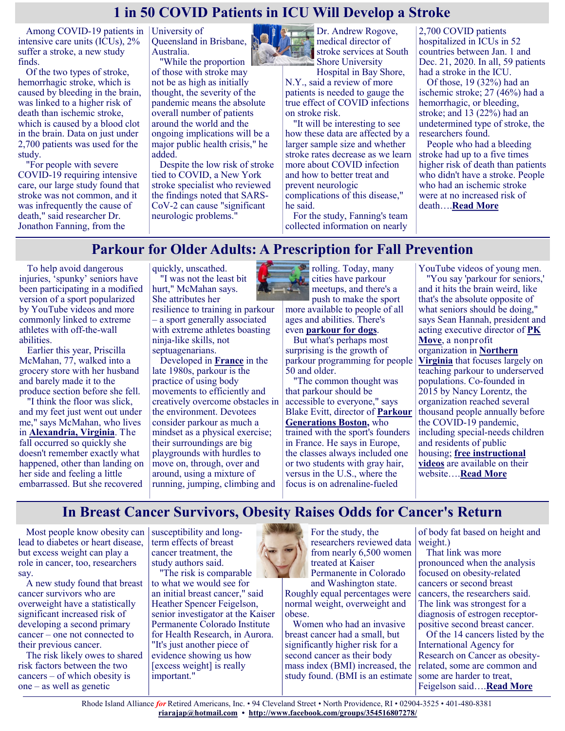# 1 in 50 COVID Patients in ICU Will Develop a Stroke

Among COVID-19 patients in intensive care units (ICUs), 2% suffer a stroke, a new study finds.

Of the two types of stroke, hemorrhagic stroke, which is caused by bleeding in the brain, was linked to a higher risk of death than ischemic stroke, which is caused by a blood clot in the brain. Data on just under 2,700 patients was used for the study.

"For people with severe COVID-19 requiring intensive care, our large study found that stroke was not common, and it was infrequently the cause of death," said researcher Dr. Jonathon Fanning, from the University of Queensland in Brisbane, Australia.

"While the proportion of those with stroke may not be as high as initially thought, the severity of the pandemic means the absolute overall number of patients around the world and the ongoing implications will be a major public health crisis," he added.

Despite the low risk of stroke tied to COVID, a New York stroke specialist who reviewed the findings noted that SARS-CoV-2 can cause "significant neurologic problems."

Dr. Andrew Rogove, medical director of stroke services at South Shore University Hospital in Bay Shore, N.Y., said a review of more patients is needed to gauge the true effect of COVID infections on stroke risk.

"It will be interesting to see how these data are affected by a larger sample size and whether stroke rates decrease as we learn more about COVID infection and how to better treat and prevent neurologic complications of this disease," he said.

For the study, Fanning's team collected information on nearly 2,700 COVID patients hospitalized in ICUs in 52 countries between Jan. 1 and Dec. 21, 2020. In all, 59 patients had a stroke in the ICU.

Of those, 19 (32%) had an ischemic stroke; 27 (46%) had a hemorrhagic, or bleeding, stroke; and 13 (22%) had an undetermined type of stroke, the researchers found.

People who had a bleeding stroke had up to a five times higher risk of death than patients who didn't have a stroke. People who had an ischemic stroke were at no increased risk of death….**Read More**

# Parkour for Older Adults: A Prescription for Fall Prevention

To help avoid dangerous injuries, 'spunky' seniors have been participating in a modified version of a sport popularized by YouTube videos and more commonly linked to extreme athletes with off-the-wall abilities.

Earlier this year, Priscilla McMahan, 77, walked into a grocery store with her husband and barely made it to the produce section before she fell.

"I think the floor was slick, and my feet just went out under me," says McMahan, who lives in **Alexandria, Virginia**. The fall occurred so quickly she doesn't remember exactly what happened, other than landing on her side and feeling a little embarrassed. But she recovered quickly, unscathed.

"I was not the least bit hurt," McMahan says. She attributes her resilience to training in parkour – a sport generally associated with extreme athletes boasting ninja-like skills, not septuagenarians.

Developed in **France** in the late 1980s, parkour is the practice of using body movements to efficiently and creatively overcome obstacles in the environment. Devotees consider parkour as much a mindset as a physical exercise; their surroundings are big playgrounds with hurdles to move on, through, over and around, using a mixture of running, jumping, climbing and rolling. Today, many cities have parkour meetups, and there's a push to make the sport more available to people of all ages and abilities. There's even **parkour for dogs**.

But what's perhaps most surprising is the growth of parkour programming for people 50 and older.

"The common thought was that parkour should be accessible to everyone," says Blake Evitt, director of **Parkour Generations Boston,** who trained with the sport's founders in France. He says in Europe, the classes always included one or two students with gray hair, versus in the U.S., where the focus is on adrenaline-fueled YouTube videos of young men.

"You say 'parkour for seniors,' and it hits the brain weird, like that's the absolute opposite of what seniors should be doing," says Sean Hannah, president and acting executive director of **PK Move**, a nonprofit organization in **Northern Virginia** that focuses largely on teaching parkour to underserved populations. Co-founded in 2015 by Nancy Lorentz, the organization reached several thousand people annually before the COVID-19 pandemic, including special-needs children and residents of public housing; **free instructional videos** are available on their website….**Read More**

# In Breast Cancer Survivors, Obesity Raises Odds for Cancer's Return

Most people know obesity can lead to diabetes or heart disease, but excess weight can play a role in cancer, too, researchers say.

A new study found that breast cancer survivors who are overweight have a statistically significant increased risk of developing a second primary cancer – one not connected to their previous cancer.

The risk likely owes to shared risk factors between the two cancers – of which obesity is one – as well as genetic susceptibility and long-term effects of breast cancer treatment, the study authors said.

"The risk is comparable to what we would see for an initial breast cancer," said Heather Spencer Feigelson, senior investigator at the Kaiser Permanente Colorado Institute for Health Research, in Aurora. "It's just another piece of evidence showing us how [excess weight] is really important."

For the study, the researchers reviewed data from nearly 6,500 women treated at Kaiser Permanente in Colorado and Washington state. Roughly equal percentages were normal weight, overweight and obese.

Women who had an invasive breast cancer had a small, but significantly higher risk for a second cancer as their body mass index (BMI) increased, the study found. (BMI is an estimate of body fat based on height and weight.)

That link was more pronounced when the analysis focused on obesity-related cancers or second breast cancers, the researchers said. The link was strongest for a diagnosis of estrogen receptor-positive second breast cancer.

Of the 14 cancers listed by the International Agency for Research on Cancer as obesity-related, some are common and some are harder to treat, Feigelson said….**Read More**

Rhode Island Alliance *for* Retired Americans, Inc. • 94 Cleveland Street • North Providence, RI • 02904-3525 • 401-480-8381
**riarajap@hotmail.com** • **http://www.facebook.com/groups/354516807278/**